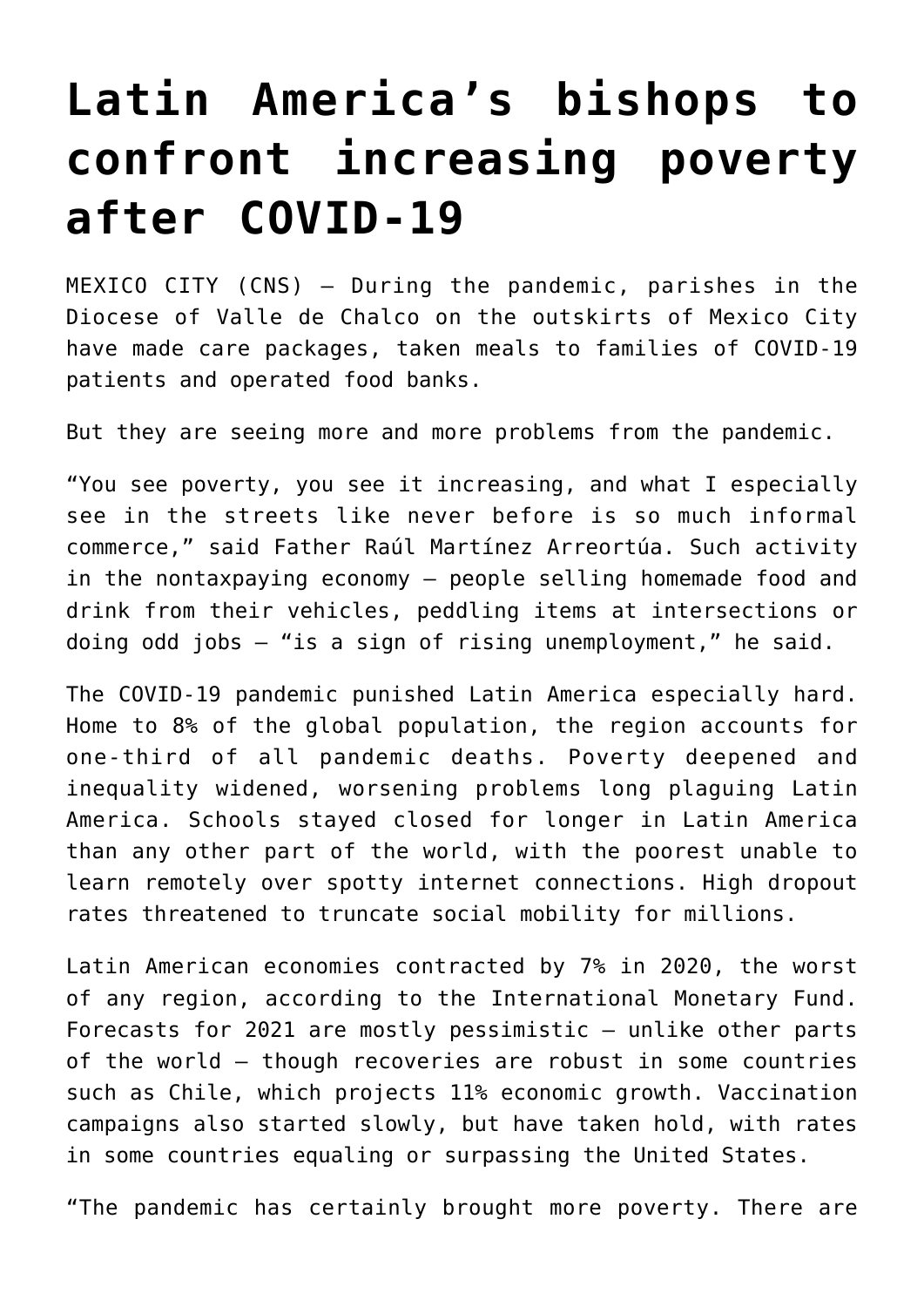# Latin America's bishops to confront increasing poverty after COVID-19

MEXICO CITY (CNS) — During the pandemic, parishes in the Diocese of Valle de Chalco on the outskirts of Mexico City have made care packages, taken meals to families of COVID-19 patients and operated food banks.

But they are seeing more and more problems from the pandemic.

"You see poverty, you see it increasing, and what I especially see in the streets like never before is so much informal commerce," said Father Raúl Martínez Arreortúa. Such activity in the nontaxpaying economy — people selling homemade food and drink from their vehicles, peddling items at intersections or doing odd jobs — "is a sign of rising unemployment," he said.

The COVID-19 pandemic punished Latin America especially hard. Home to 8% of the global population, the region accounts for one-third of all pandemic deaths. Poverty deepened and inequality widened, worsening problems long plaguing Latin America. Schools stayed closed for longer in Latin America than any other part of the world, with the poorest unable to learn remotely over spotty internet connections. High dropout rates threatened to truncate social mobility for millions.

Latin American economies contracted by 7% in 2020, the worst of any region, according to the International Monetary Fund. Forecasts for 2021 are mostly pessimistic — unlike other parts of the world — though recoveries are robust in some countries such as Chile, which projects 11% economic growth. Vaccination campaigns also started slowly, but have taken hold, with rates in some countries equaling or surpassing the United States.

"The pandemic has certainly brought more poverty. There are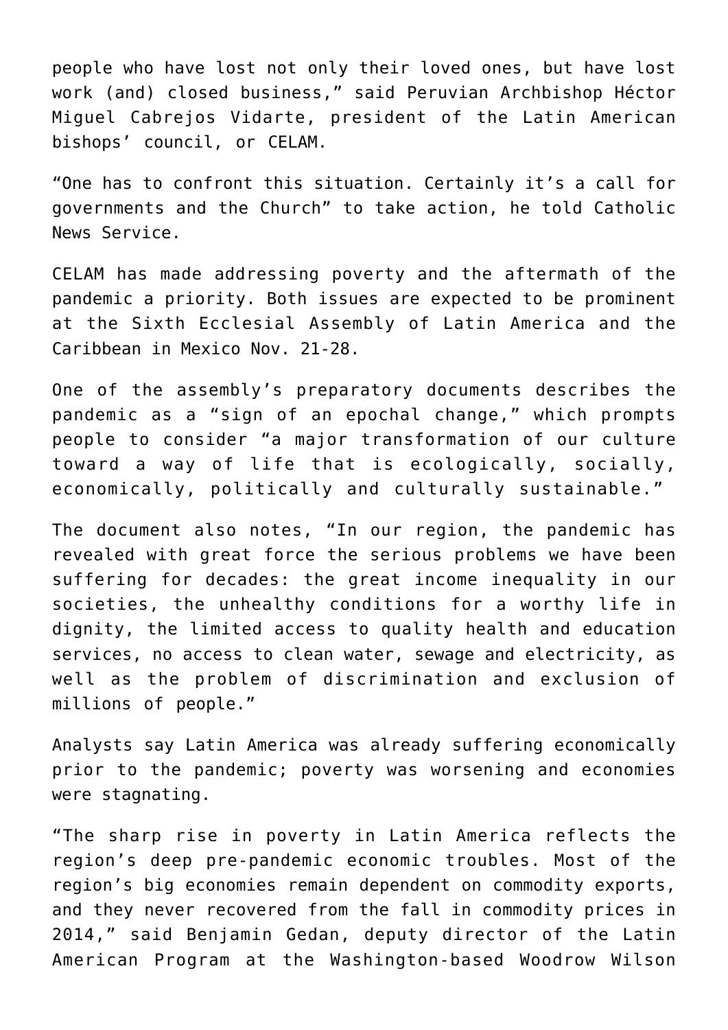people who have lost not only their loved ones, but have lost work (and) closed business," said Peruvian Archbishop Héctor Miguel Cabrejos Vidarte, president of the Latin American bishops' council, or CELAM.

"One has to confront this situation. Certainly it's a call for governments and the Church" to take action, he told Catholic News Service.

CELAM has made addressing poverty and the aftermath of the pandemic a priority. Both issues are expected to be prominent at the Sixth Ecclesial Assembly of Latin America and the Caribbean in Mexico Nov. 21-28.

One of the assembly's preparatory documents describes the pandemic as a "sign of an epochal change," which prompts people to consider "a major transformation of our culture toward a way of life that is ecologically, socially, economically, politically and culturally sustainable."

The document also notes, "In our region, the pandemic has revealed with great force the serious problems we have been suffering for decades: the great income inequality in our societies, the unhealthy conditions for a worthy life in dignity, the limited access to quality health and education services, no access to clean water, sewage and electricity, as well as the problem of discrimination and exclusion of millions of people."

Analysts say Latin America was already suffering economically prior to the pandemic; poverty was worsening and economies were stagnating.

"The sharp rise in poverty in Latin America reflects the region's deep pre-pandemic economic troubles. Most of the region's big economies remain dependent on commodity exports, and they never recovered from the fall in commodity prices in 2014," said Benjamin Gedan, deputy director of the Latin American Program at the Washington-based Woodrow Wilson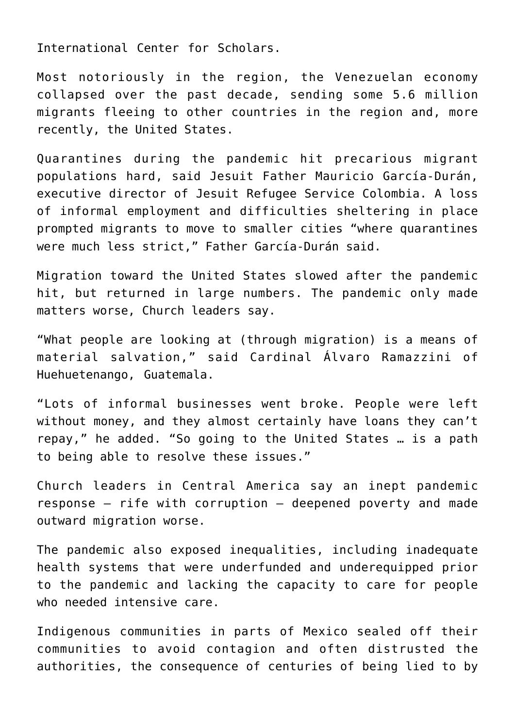International Center for Scholars.

Most notoriously in the region, the Venezuelan economy collapsed over the past decade, sending some 5.6 million migrants fleeing to other countries in the region and, more recently, the United States.

Quarantines during the pandemic hit precarious migrant populations hard, said Jesuit Father Mauricio García-Durán, executive director of Jesuit Refugee Service Colombia. A loss of informal employment and difficulties sheltering in place prompted migrants to move to smaller cities "where quarantines were much less strict," Father García-Durán said.

Migration toward the United States slowed after the pandemic hit, but returned in large numbers. The pandemic only made matters worse, Church leaders say.

"What people are looking at (through migration) is a means of material salvation," said Cardinal Álvaro Ramazzini of Huehuetenango, Guatemala.

"Lots of informal businesses went broke. People were left without money, and they almost certainly have loans they can't repay," he added. "So going to the United States … is a path to being able to resolve these issues."

Church leaders in Central America say an inept pandemic response — rife with corruption — deepened poverty and made outward migration worse.

The pandemic also exposed inequalities, including inadequate health systems that were underfunded and underequipped prior to the pandemic and lacking the capacity to care for people who needed intensive care.

Indigenous communities in parts of Mexico sealed off their communities to avoid contagion and often distrusted the authorities, the consequence of centuries of being lied to by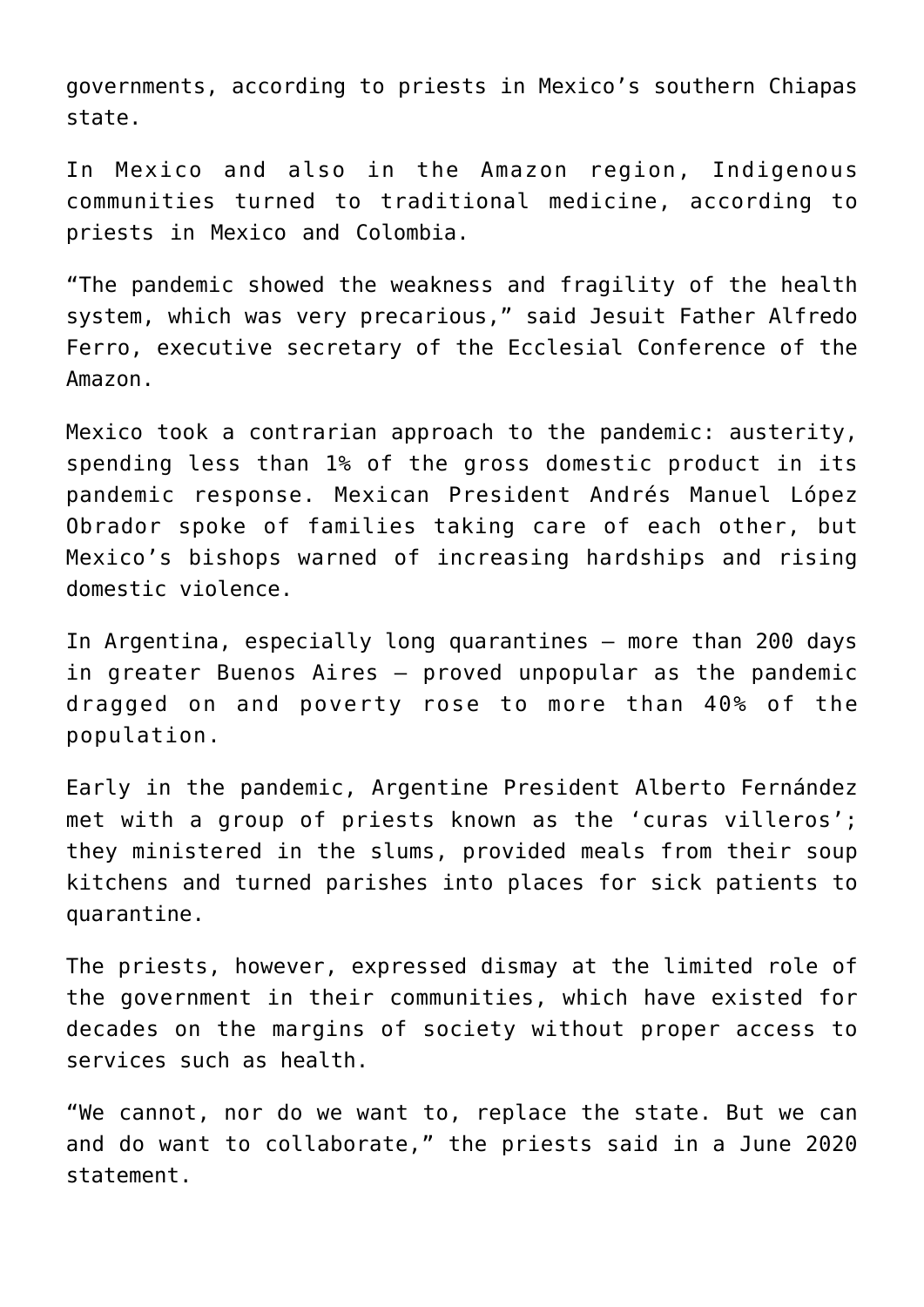governments, according to priests in Mexico's southern Chiapas state.

In Mexico and also in the Amazon region, Indigenous communities turned to traditional medicine, according to priests in Mexico and Colombia.

"The pandemic showed the weakness and fragility of the health system, which was very precarious," said Jesuit Father Alfredo Ferro, executive secretary of the Ecclesial Conference of the Amazon.

Mexico took a contrarian approach to the pandemic: austerity, spending less than 1% of the gross domestic product in its pandemic response. Mexican President Andrés Manuel López Obrador spoke of families taking care of each other, but Mexico's bishops warned of increasing hardships and rising domestic violence.

In Argentina, especially long quarantines – more than 200 days in greater Buenos Aires – proved unpopular as the pandemic dragged on and poverty rose to more than 40% of the population.

Early in the pandemic, Argentine President Alberto Fernández met with a group of priests known as the 'curas villeros'; they ministered in the slums, provided meals from their soup kitchens and turned parishes into places for sick patients to quarantine.

The priests, however, expressed dismay at the limited role of the government in their communities, which have existed for decades on the margins of society without proper access to services such as health.

"We cannot, nor do we want to, replace the state. But we can and do want to collaborate," the priests said in a June 2020 statement.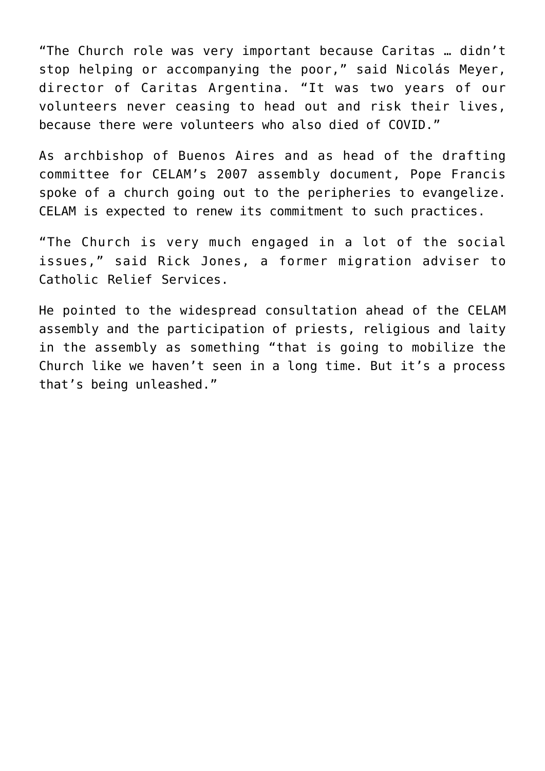“The Church role was very important because Caritas … didn’t stop helping or accompanying the poor,” said Nicolás Meyer, director of Caritas Argentina. “It was two years of our volunteers never ceasing to head out and risk their lives, because there were volunteers who also died of COVID.”

As archbishop of Buenos Aires and as head of the drafting committee for CELAM’s 2007 assembly document, Pope Francis spoke of a church going out to the peripheries to evangelize. CELAM is expected to renew its commitment to such practices.

“The Church is very much engaged in a lot of the social issues,” said Rick Jones, a former migration adviser to Catholic Relief Services.

He pointed to the widespread consultation ahead of the CELAM assembly and the participation of priests, religious and laity in the assembly as something “that is going to mobilize the Church like we haven’t seen in a long time. But it’s a process that’s being unleashed.”